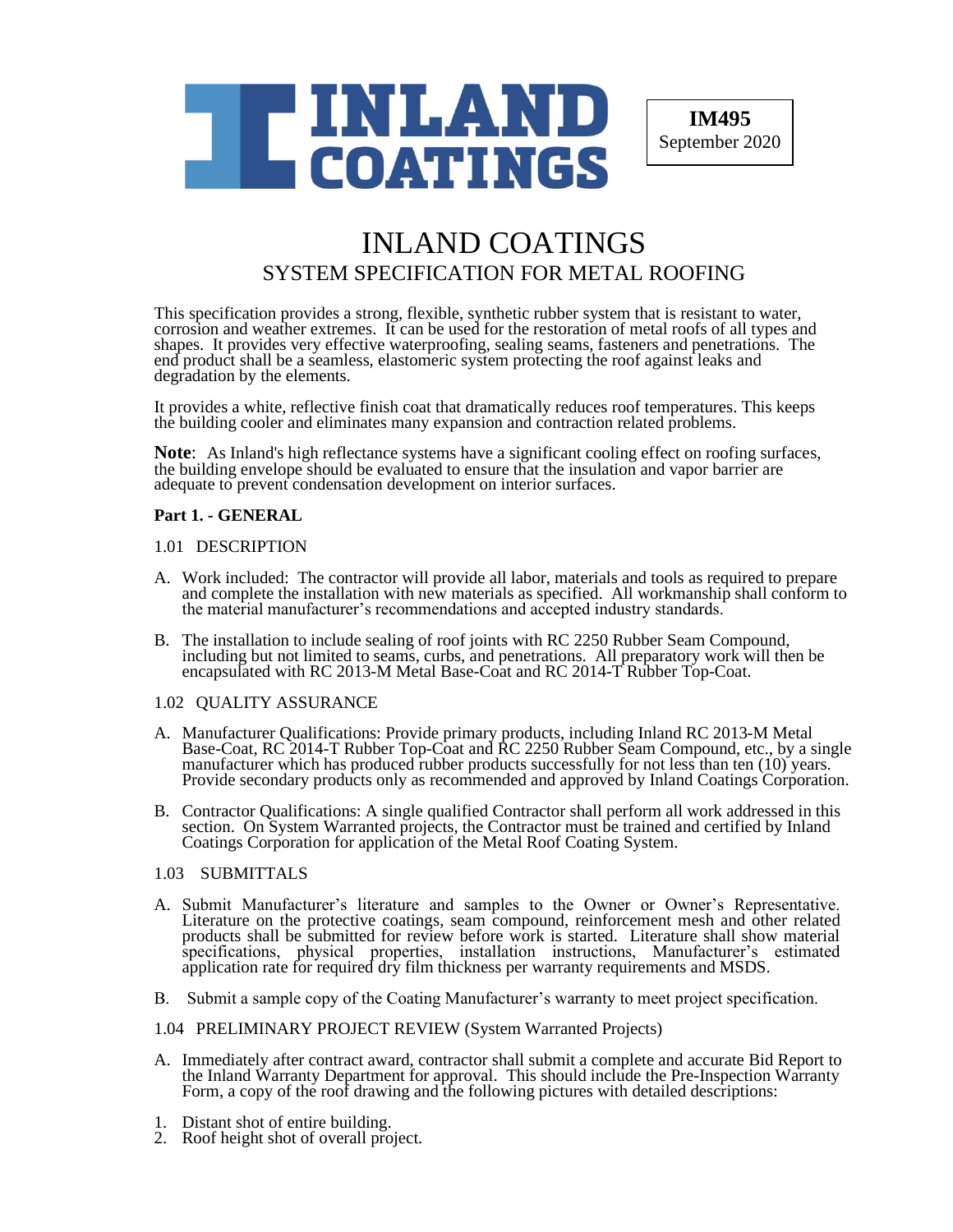**IM495**
September 2020

# INLAND COATINGS
## SYSTEM SPECIFICATION FOR METAL ROOFING

This specification provides a strong, flexible, synthetic rubber system that is resistant to water, corrosion and weather extremes. It can be used for the restoration of metal roofs of all types and shapes. It provides very effective waterproofing, sealing seams, fasteners and penetrations. The end product shall be a seamless, elastomeric system protecting the roof against leaks and degradation by the elements.

It provides a white, reflective finish coat that dramatically reduces roof temperatures. This keeps the building cooler and eliminates many expansion and contraction related problems.

**Note**: As Inland's high reflectance systems have a significant cooling effect on roofing surfaces, the building envelope should be evaluated to ensure that the insulation and vapor barrier are adequate to prevent condensation development on interior surfaces.

### Part 1. - GENERAL

1.01 DESCRIPTION

A. Work included: The contractor will provide all labor, materials and tools as required to prepare and complete the installation with new materials as specified. All workmanship shall conform to the material manufacturer's recommendations and accepted industry standards.

B. The installation to include sealing of roof joints with RC 2250 Rubber Seam Compound, including but not limited to seams, curbs, and penetrations. All preparatory work will then be encapsulated with RC 2013-M Metal Base-Coat and RC 2014-T Rubber Top-Coat.

1.02 QUALITY ASSURANCE

A. Manufacturer Qualifications: Provide primary products, including Inland RC 2013-M Metal Base-Coat, RC 2014-T Rubber Top-Coat and RC 2250 Rubber Seam Compound, etc., by a single manufacturer which has produced rubber products successfully for not less than ten (10) years. Provide secondary products only as recommended and approved by Inland Coatings Corporation.

B. Contractor Qualifications: A single qualified Contractor shall perform all work addressed in this section. On System Warranted projects, the Contractor must be trained and certified by Inland Coatings Corporation for application of the Metal Roof Coating System.

1.03 SUBMITTALS

A. Submit Manufacturer's literature and samples to the Owner or Owner's Representative. Literature on the protective coatings, seam compound, reinforcement mesh and other related products shall be submitted for review before work is started. Literature shall show material specifications, physical properties, installation instructions, Manufacturer's estimated application rate for required dry film thickness per warranty requirements and MSDS.

B. Submit a sample copy of the Coating Manufacturer's warranty to meet project specification.

1.04 PRELIMINARY PROJECT REVIEW (System Warranted Projects)

A. Immediately after contract award, contractor shall submit a complete and accurate Bid Report to the Inland Warranty Department for approval. This should include the Pre-Inspection Warranty Form, a copy of the roof drawing and the following pictures with detailed descriptions:

1. Distant shot of entire building.
2. Roof height shot of overall project.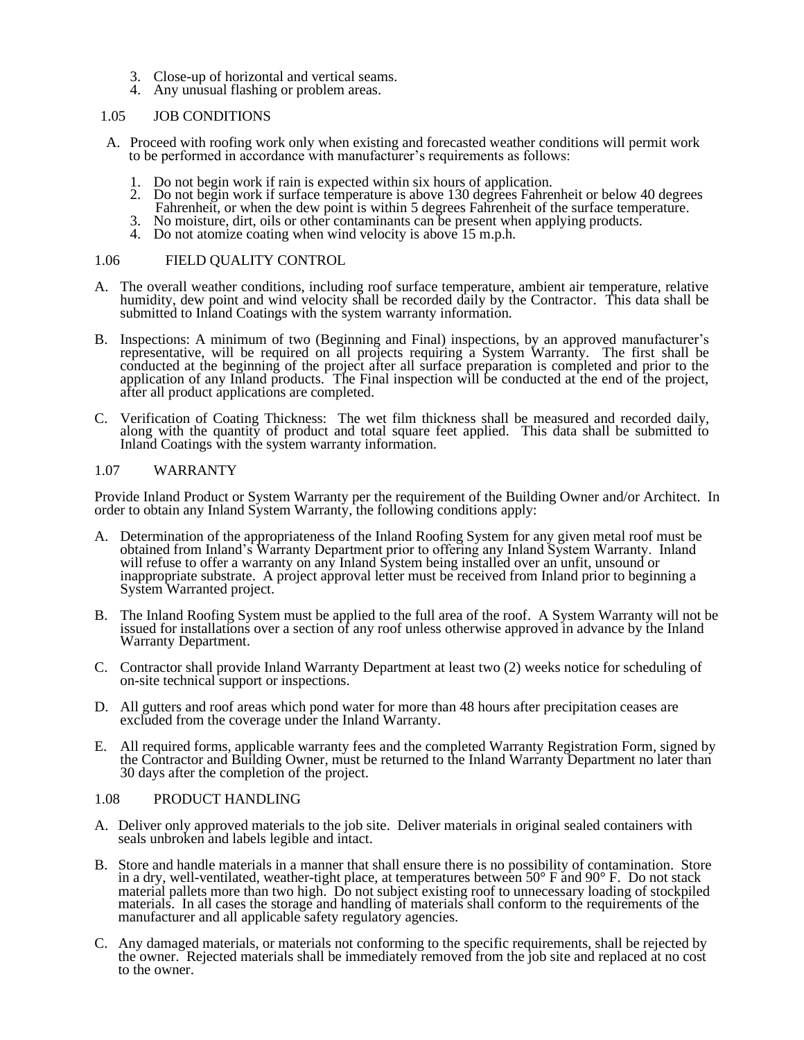3. Close-up of horizontal and vertical seams.
4. Any unusual flashing or problem areas.

## 1.05 JOB CONDITIONS

A. Proceed with roofing work only when existing and forecasted weather conditions will permit work to be performed in accordance with manufacturer's requirements as follows:

1. Do not begin work if rain is expected within six hours of application.
2. Do not begin work if surface temperature is above 130 degrees Fahrenheit or below 40 degrees Fahrenheit, or when the dew point is within 5 degrees Fahrenheit of the surface temperature.
3. No moisture, dirt, oils or other contaminants can be present when applying products.
4. Do not atomize coating when wind velocity is above 15 m.p.h.

## 1.06 FIELD QUALITY CONTROL

A. The overall weather conditions, including roof surface temperature, ambient air temperature, relative humidity, dew point and wind velocity shall be recorded daily by the Contractor. This data shall be submitted to Inland Coatings with the system warranty information.

B. Inspections: A minimum of two (Beginning and Final) inspections, by an approved manufacturer's representative, will be required on all projects requiring a System Warranty. The first shall be conducted at the beginning of the project after all surface preparation is completed and prior to the application of any Inland products. The Final inspection will be conducted at the end of the project, after all product applications are completed.

C. Verification of Coating Thickness: The wet film thickness shall be measured and recorded daily, along with the quantity of product and total square feet applied. This data shall be submitted to Inland Coatings with the system warranty information.

## 1.07 WARRANTY

Provide Inland Product or System Warranty per the requirement of the Building Owner and/or Architect. In order to obtain any Inland System Warranty, the following conditions apply:

A. Determination of the appropriateness of the Inland Roofing System for any given metal roof must be obtained from Inland's Warranty Department prior to offering any Inland System Warranty. Inland will refuse to offer a warranty on any Inland System being installed over an unfit, unsound or inappropriate substrate. A project approval letter must be received from Inland prior to beginning a System Warranted project.

B. The Inland Roofing System must be applied to the full area of the roof. A System Warranty will not be issued for installations over a section of any roof unless otherwise approved in advance by the Inland Warranty Department.

C. Contractor shall provide Inland Warranty Department at least two (2) weeks notice for scheduling of on-site technical support or inspections.

D. All gutters and roof areas which pond water for more than 48 hours after precipitation ceases are excluded from the coverage under the Inland Warranty.

E. All required forms, applicable warranty fees and the completed Warranty Registration Form, signed by the Contractor and Building Owner, must be returned to the Inland Warranty Department no later than 30 days after the completion of the project.

## 1.08 PRODUCT HANDLING

A. Deliver only approved materials to the job site. Deliver materials in original sealed containers with seals unbroken and labels legible and intact.

B. Store and handle materials in a manner that shall ensure there is no possibility of contamination. Store in a dry, well-ventilated, weather-tight place, at temperatures between 50° F and 90° F. Do not stack material pallets more than two high. Do not subject existing roof to unnecessary loading of stockpiled materials. In all cases the storage and handling of materials shall conform to the requirements of the manufacturer and all applicable safety regulatory agencies.

C. Any damaged materials, or materials not conforming to the specific requirements, shall be rejected by the owner. Rejected materials shall be immediately removed from the job site and replaced at no cost to the owner.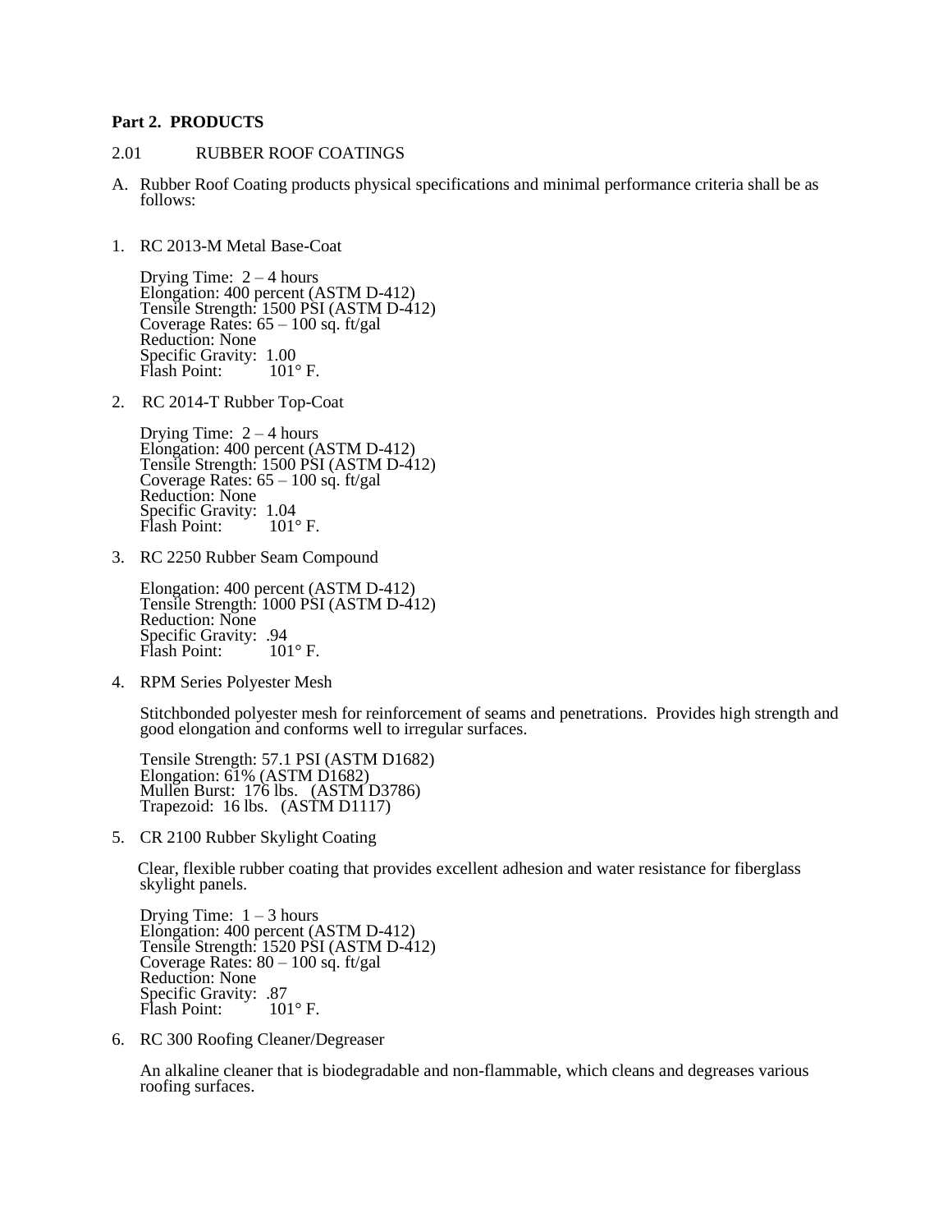**Part 2. PRODUCTS**

2.01 RUBBER ROOF COATINGS

A. Rubber Roof Coating products physical specifications and minimal performance criteria shall be as follows:

1. RC 2013-M Metal Base-Coat

   Drying Time: 2 – 4 hours
   Elongation: 400 percent (ASTM D-412)
   Tensile Strength: 1500 PSI (ASTM D-412)
   Coverage Rates: 65 – 100 sq. ft/gal
   Reduction: None
   Specific Gravity: 1.00
   Flash Point: 101° F.

2. RC 2014-T Rubber Top-Coat

   Drying Time: 2 – 4 hours
   Elongation: 400 percent (ASTM D-412)
   Tensile Strength: 1500 PSI (ASTM D-412)
   Coverage Rates: 65 – 100 sq. ft/gal
   Reduction: None
   Specific Gravity: 1.04
   Flash Point: 101° F.

3. RC 2250 Rubber Seam Compound

   Elongation: 400 percent (ASTM D-412)
   Tensile Strength: 1000 PSI (ASTM D-412)
   Reduction: None
   Specific Gravity: .94
   Flash Point: 101° F.

4. RPM Series Polyester Mesh

   Stitchbonded polyester mesh for reinforcement of seams and penetrations. Provides high strength and good elongation and conforms well to irregular surfaces.

   Tensile Strength: 57.1 PSI (ASTM D1682)
   Elongation: 61% (ASTM D1682)
   Mullen Burst: 176 lbs. (ASTM D3786)
   Trapezoid: 16 lbs. (ASTM D1117)

5. CR 2100 Rubber Skylight Coating

   Clear, flexible rubber coating that provides excellent adhesion and water resistance for fiberglass skylight panels.

   Drying Time: 1 – 3 hours
   Elongation: 400 percent (ASTM D-412)
   Tensile Strength: 1520 PSI (ASTM D-412)
   Coverage Rates: 80 – 100 sq. ft/gal
   Reduction: None
   Specific Gravity: .87
   Flash Point: 101° F.

6. RC 300 Roofing Cleaner/Degreaser

   An alkaline cleaner that is biodegradable and non-flammable, which cleans and degreases various roofing surfaces.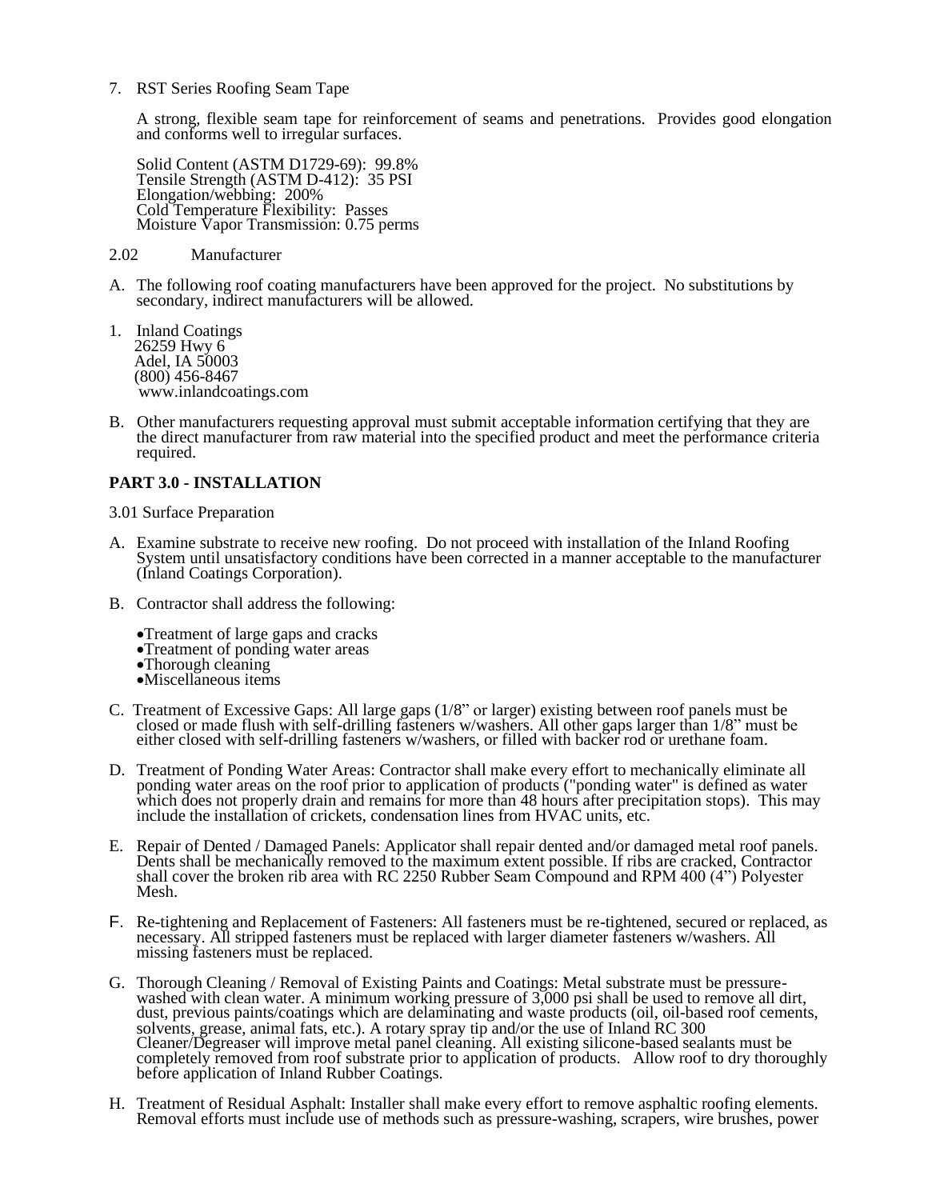7. RST Series Roofing Seam Tape

   A strong, flexible seam tape for reinforcement of seams and penetrations. Provides good elongation and conforms well to irregular surfaces.

   Solid Content (ASTM D1729-69): 99.8%
   Tensile Strength (ASTM D-412): 35 PSI
   Elongation/webbing: 200%
   Cold Temperature Flexibility: Passes
   Moisture Vapor Transmission: 0.75 perms

2.02 Manufacturer

A. The following roof coating manufacturers have been approved for the project. No substitutions by secondary, indirect manufacturers will be allowed.

1. Inland Coatings
   26259 Hwy 6
   Adel, IA 50003
   (800) 456-8467
   www.inlandcoatings.com

B. Other manufacturers requesting approval must submit acceptable information certifying that they are the direct manufacturer from raw material into the specified product and meet the performance criteria required.

**PART 3.0 - INSTALLATION**

3.01 Surface Preparation

A. Examine substrate to receive new roofing. Do not proceed with installation of the Inland Roofing System until unsatisfactory conditions have been corrected in a manner acceptable to the manufacturer (Inland Coatings Corporation).

B. Contractor shall address the following:

- Treatment of large gaps and cracks
- Treatment of ponding water areas
- Thorough cleaning
- Miscellaneous items

C. Treatment of Excessive Gaps: All large gaps (1/8" or larger) existing between roof panels must be closed or made flush with self-drilling fasteners w/washers. All other gaps larger than 1/8" must be either closed with self-drilling fasteners w/washers, or filled with backer rod or urethane foam.

D. Treatment of Ponding Water Areas: Contractor shall make every effort to mechanically eliminate all ponding water areas on the roof prior to application of products ("ponding water" is defined as water which does not properly drain and remains for more than 48 hours after precipitation stops). This may include the installation of crickets, condensation lines from HVAC units, etc.

E. Repair of Dented / Damaged Panels: Applicator shall repair dented and/or damaged metal roof panels. Dents shall be mechanically removed to the maximum extent possible. If ribs are cracked, Contractor shall cover the broken rib area with RC 2250 Rubber Seam Compound and RPM 400 (4") Polyester Mesh.

F. Re-tightening and Replacement of Fasteners: All fasteners must be re-tightened, secured or replaced, as necessary. All stripped fasteners must be replaced with larger diameter fasteners w/washers. All missing fasteners must be replaced.

G. Thorough Cleaning / Removal of Existing Paints and Coatings: Metal substrate must be pressure-washed with clean water. A minimum working pressure of 3,000 psi shall be used to remove all dirt, dust, previous paints/coatings which are delaminating and waste products (oil, oil-based roof cements, solvents, grease, animal fats, etc.). A rotary spray tip and/or the use of Inland RC 300 Cleaner/Degreaser will improve metal panel cleaning. All existing silicone-based sealants must be completely removed from roof substrate prior to application of products. Allow roof to dry thoroughly before application of Inland Rubber Coatings.

H. Treatment of Residual Asphalt: Installer shall make every effort to remove asphaltic roofing elements. Removal efforts must include use of methods such as pressure-washing, scrapers, wire brushes, power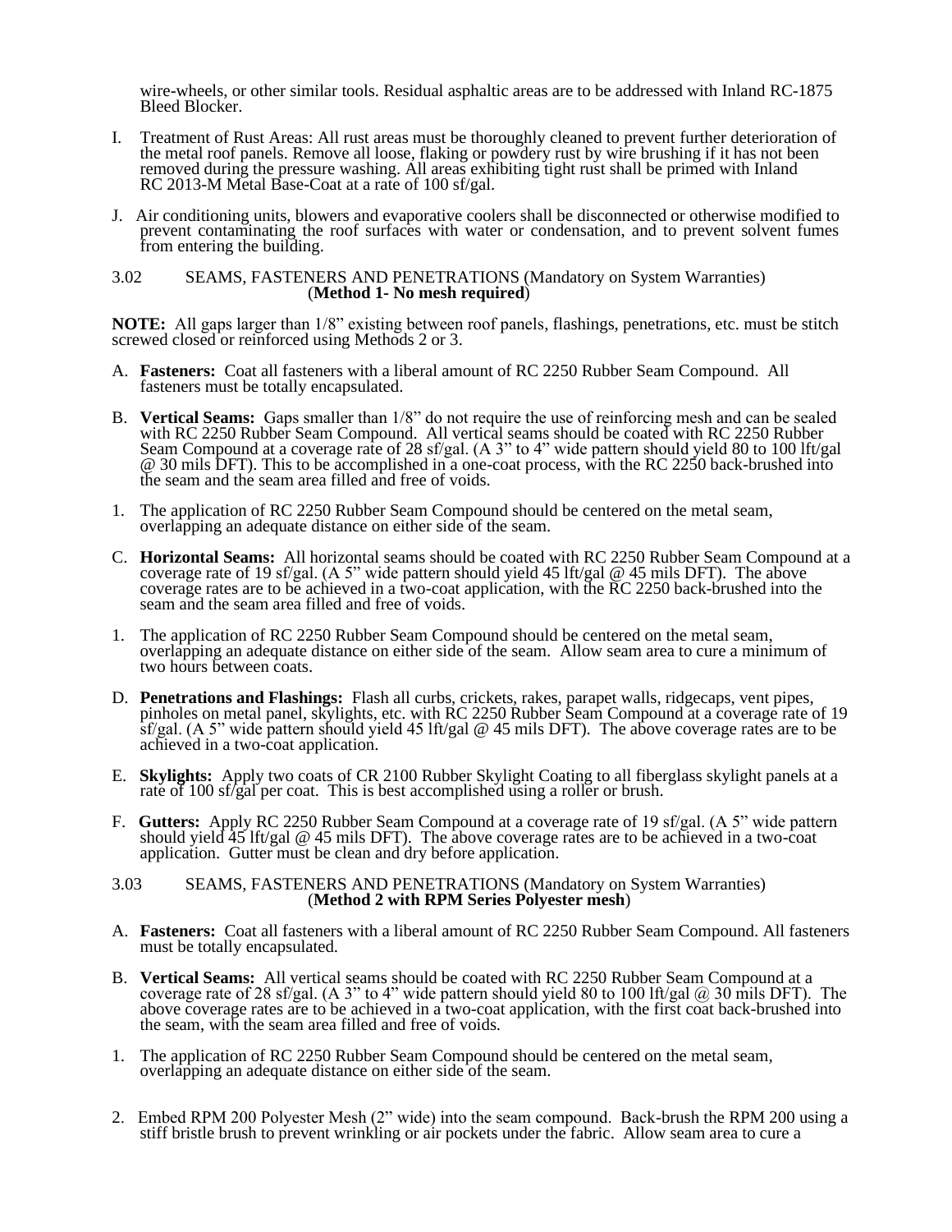wire-wheels, or other similar tools. Residual asphaltic areas are to be addressed with Inland RC-1875 Bleed Blocker.

I. Treatment of Rust Areas: All rust areas must be thoroughly cleaned to prevent further deterioration of the metal roof panels. Remove all loose, flaking or powdery rust by wire brushing if it has not been removed during the pressure washing. All areas exhibiting tight rust shall be primed with Inland RC 2013-M Metal Base-Coat at a rate of 100 sf/gal.

J. Air conditioning units, blowers and evaporative coolers shall be disconnected or otherwise modified to prevent contaminating the roof surfaces with water or condensation, and to prevent solvent fumes from entering the building.

3.02 SEAMS, FASTENERS AND PENETRATIONS (Mandatory on System Warranties) (**Method 1- No mesh required**)

**NOTE:** All gaps larger than 1/8" existing between roof panels, flashings, penetrations, etc. must be stitch screwed closed or reinforced using Methods 2 or 3.

A. **Fasteners:** Coat all fasteners with a liberal amount of RC 2250 Rubber Seam Compound. All fasteners must be totally encapsulated.

B. **Vertical Seams:** Gaps smaller than 1/8" do not require the use of reinforcing mesh and can be sealed with RC 2250 Rubber Seam Compound. All vertical seams should be coated with RC 2250 Rubber Seam Compound at a coverage rate of 28 sf/gal. (A 3" to 4" wide pattern should yield 80 to 100 lft/gal @ 30 mils DFT). This to be accomplished in a one-coat process, with the RC 2250 back-brushed into the seam and the seam area filled and free of voids.

1. The application of RC 2250 Rubber Seam Compound should be centered on the metal seam, overlapping an adequate distance on either side of the seam.

C. **Horizontal Seams:** All horizontal seams should be coated with RC 2250 Rubber Seam Compound at a coverage rate of 19 sf/gal. (A 5" wide pattern should yield 45 lft/gal @ 45 mils DFT). The above coverage rates are to be achieved in a two-coat application, with the RC 2250 back-brushed into the seam and the seam area filled and free of voids.

1. The application of RC 2250 Rubber Seam Compound should be centered on the metal seam, overlapping an adequate distance on either side of the seam. Allow seam area to cure a minimum of two hours between coats.

D. **Penetrations and Flashings:** Flash all curbs, crickets, rakes, parapet walls, ridgecaps, vent pipes, pinholes on metal panel, skylights, etc. with RC 2250 Rubber Seam Compound at a coverage rate of 19 sf/gal. (A 5" wide pattern should yield 45 lft/gal @ 45 mils DFT). The above coverage rates are to be achieved in a two-coat application.

E. **Skylights:** Apply two coats of CR 2100 Rubber Skylight Coating to all fiberglass skylight panels at a rate of 100 sf/gal per coat. This is best accomplished using a roller or brush.

F. **Gutters:** Apply RC 2250 Rubber Seam Compound at a coverage rate of 19 sf/gal. (A 5" wide pattern should yield 45 lft/gal @ 45 mils DFT). The above coverage rates are to be achieved in a two-coat application. Gutter must be clean and dry before application.

3.03 SEAMS, FASTENERS AND PENETRATIONS (Mandatory on System Warranties) (**Method 2 with RPM Series Polyester mesh**)

A. **Fasteners:** Coat all fasteners with a liberal amount of RC 2250 Rubber Seam Compound. All fasteners must be totally encapsulated.

B. **Vertical Seams:** All vertical seams should be coated with RC 2250 Rubber Seam Compound at a coverage rate of 28 sf/gal. (A 3" to 4" wide pattern should yield 80 to 100 lft/gal @ 30 mils DFT). The above coverage rates are to be achieved in a two-coat application, with the first coat back-brushed into the seam, with the seam area filled and free of voids.

1. The application of RC 2250 Rubber Seam Compound should be centered on the metal seam, overlapping an adequate distance on either side of the seam.

2. Embed RPM 200 Polyester Mesh (2" wide) into the seam compound. Back-brush the RPM 200 using a stiff bristle brush to prevent wrinkling or air pockets under the fabric. Allow seam area to cure a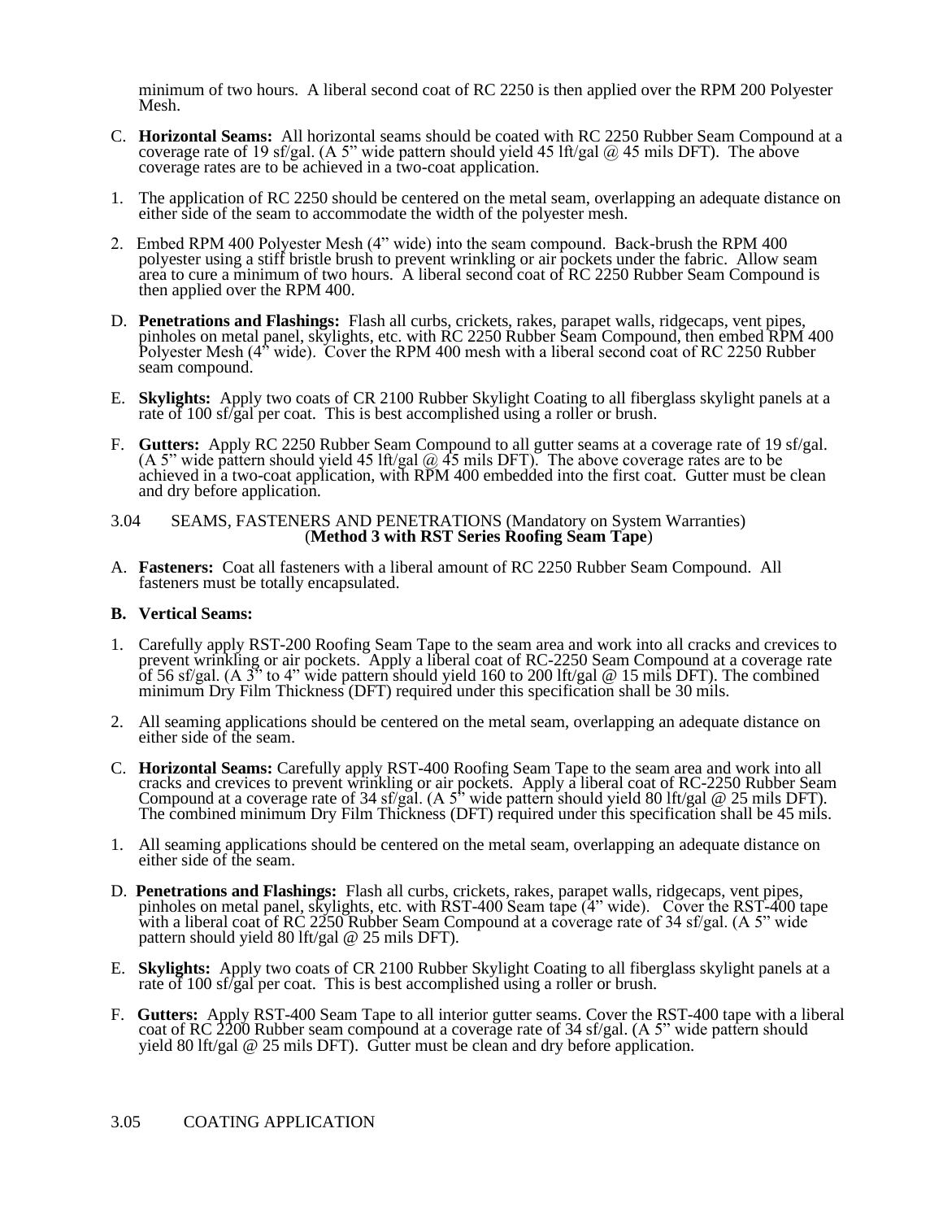minimum of two hours. A liberal second coat of RC 2250 is then applied over the RPM 200 Polyester Mesh.

C. **Horizontal Seams:** All horizontal seams should be coated with RC 2250 Rubber Seam Compound at a coverage rate of 19 sf/gal. (A 5" wide pattern should yield 45 lft/gal @ 45 mils DFT). The above coverage rates are to be achieved in a two-coat application.

1. The application of RC 2250 should be centered on the metal seam, overlapping an adequate distance on either side of the seam to accommodate the width of the polyester mesh.

2. Embed RPM 400 Polyester Mesh (4" wide) into the seam compound. Back-brush the RPM 400 polyester using a stiff bristle brush to prevent wrinkling or air pockets under the fabric. Allow seam area to cure a minimum of two hours. A liberal second coat of RC 2250 Rubber Seam Compound is then applied over the RPM 400.

D. **Penetrations and Flashings:** Flash all curbs, crickets, rakes, parapet walls, ridgecaps, vent pipes, pinholes on metal panel, skylights, etc. with RC 2250 Rubber Seam Compound, then embed RPM 400 Polyester Mesh (4" wide). Cover the RPM 400 mesh with a liberal second coat of RC 2250 Rubber seam compound.

E. **Skylights:** Apply two coats of CR 2100 Rubber Skylight Coating to all fiberglass skylight panels at a rate of 100 sf/gal per coat. This is best accomplished using a roller or brush.

F. **Gutters:** Apply RC 2250 Rubber Seam Compound to all gutter seams at a coverage rate of 19 sf/gal. (A 5" wide pattern should yield 45 lft/gal @ 45 mils DFT). The above coverage rates are to be achieved in a two-coat application, with RPM 400 embedded into the first coat. Gutter must be clean and dry before application.

3.04 SEAMS, FASTENERS AND PENETRATIONS (Mandatory on System Warranties)
(**Method 3 with RST Series Roofing Seam Tape**)

A. **Fasteners:** Coat all fasteners with a liberal amount of RC 2250 Rubber Seam Compound. All fasteners must be totally encapsulated.

**B. Vertical Seams:**

1. Carefully apply RST-200 Roofing Seam Tape to the seam area and work into all cracks and crevices to prevent wrinkling or air pockets. Apply a liberal coat of RC-2250 Seam Compound at a coverage rate of 56 sf/gal. (A 3" to 4" wide pattern should yield 160 to 200 lft/gal @ 15 mils DFT). The combined minimum Dry Film Thickness (DFT) required under this specification shall be 30 mils.

2. All seaming applications should be centered on the metal seam, overlapping an adequate distance on either side of the seam.

C. **Horizontal Seams:** Carefully apply RST-400 Roofing Seam Tape to the seam area and work into all cracks and crevices to prevent wrinkling or air pockets. Apply a liberal coat of RC-2250 Rubber Seam Compound at a coverage rate of 34 sf/gal. (A 5" wide pattern should yield 80 lft/gal @ 25 mils DFT). The combined minimum Dry Film Thickness (DFT) required under this specification shall be 45 mils.

1. All seaming applications should be centered on the metal seam, overlapping an adequate distance on either side of the seam.

D. **Penetrations and Flashings:** Flash all curbs, crickets, rakes, parapet walls, ridgecaps, vent pipes, pinholes on metal panel, skylights, etc. with RST-400 Seam tape (4" wide). Cover the RST-400 tape with a liberal coat of RC 2250 Rubber Seam Compound at a coverage rate of 34 sf/gal. (A 5" wide pattern should yield 80 lft/gal @ 25 mils DFT).

E. **Skylights:** Apply two coats of CR 2100 Rubber Skylight Coating to all fiberglass skylight panels at a rate of 100 sf/gal per coat. This is best accomplished using a roller or brush.

F. **Gutters:** Apply RST-400 Seam Tape to all interior gutter seams. Cover the RST-400 tape with a liberal coat of RC 2200 Rubber seam compound at a coverage rate of 34 sf/gal. (A 5" wide pattern should yield 80 lft/gal @ 25 mils DFT). Gutter must be clean and dry before application.

3.05 COATING APPLICATION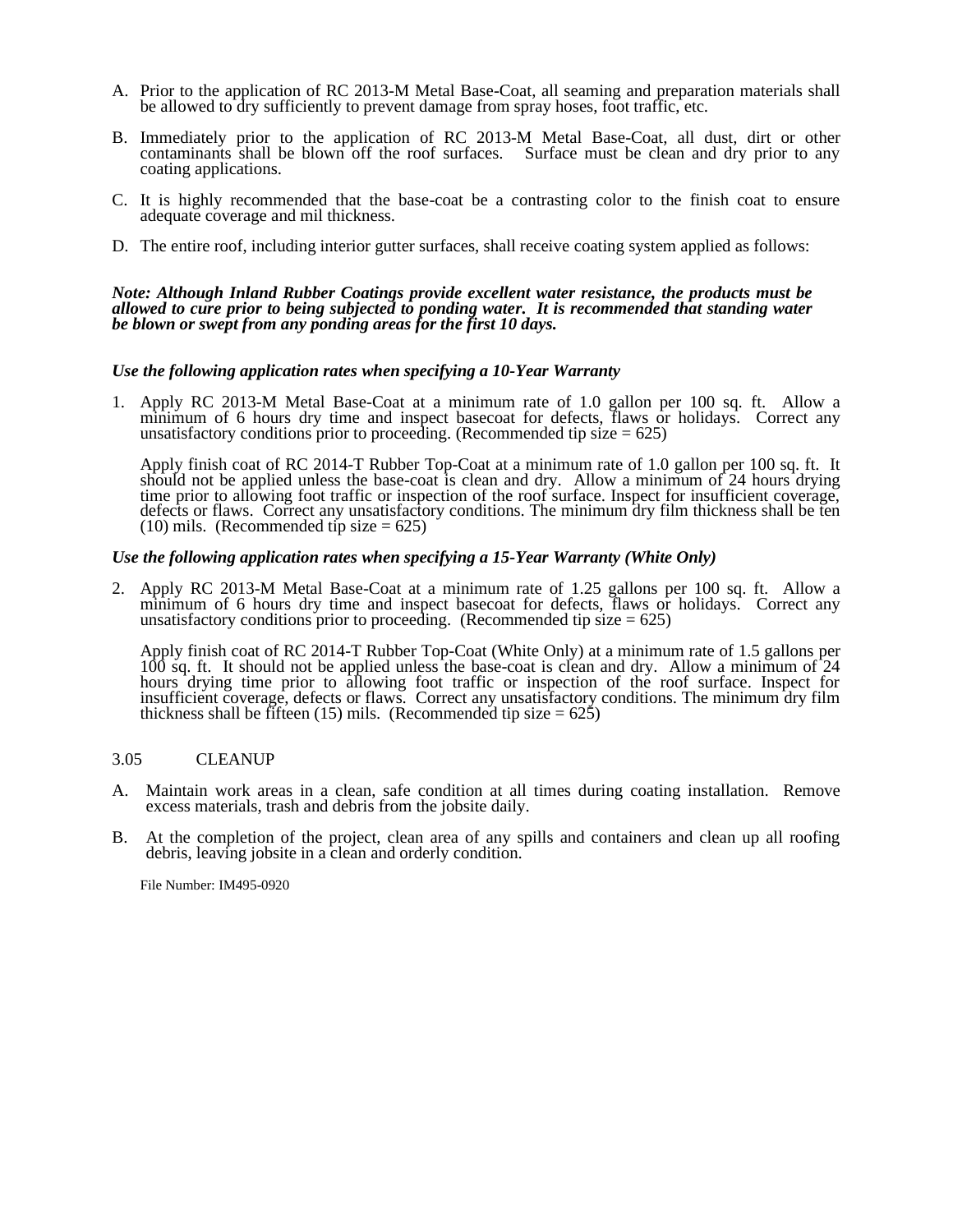A. Prior to the application of RC 2013-M Metal Base-Coat, all seaming and preparation materials shall be allowed to dry sufficiently to prevent damage from spray hoses, foot traffic, etc.

B. Immediately prior to the application of RC 2013-M Metal Base-Coat, all dust, dirt or other contaminants shall be blown off the roof surfaces. Surface must be clean and dry prior to any coating applications.

C. It is highly recommended that the base-coat be a contrasting color to the finish coat to ensure adequate coverage and mil thickness.

D. The entire roof, including interior gutter surfaces, shall receive coating system applied as follows:

***Note: Although Inland Rubber Coatings provide excellent water resistance, the products must be allowed to cure prior to being subjected to ponding water. It is recommended that standing water be blown or swept from any ponding areas for the first 10 days.***

***Use the following application rates when specifying a 10-Year Warranty***

1. Apply RC 2013-M Metal Base-Coat at a minimum rate of 1.0 gallon per 100 sq. ft. Allow a minimum of 6 hours dry time and inspect basecoat for defects, flaws or holidays. Correct any unsatisfactory conditions prior to proceeding. (Recommended tip size = 625)

   Apply finish coat of RC 2014-T Rubber Top-Coat at a minimum rate of 1.0 gallon per 100 sq. ft. It should not be applied unless the base-coat is clean and dry. Allow a minimum of 24 hours drying time prior to allowing foot traffic or inspection of the roof surface. Inspect for insufficient coverage, defects or flaws. Correct any unsatisfactory conditions. The minimum dry film thickness shall be ten (10) mils. (Recommended tip size = 625)

***Use the following application rates when specifying a 15-Year Warranty (White Only)***

2. Apply RC 2013-M Metal Base-Coat at a minimum rate of 1.25 gallons per 100 sq. ft. Allow a minimum of 6 hours dry time and inspect basecoat for defects, flaws or holidays. Correct any unsatisfactory conditions prior to proceeding. (Recommended tip size = 625)

   Apply finish coat of RC 2014-T Rubber Top-Coat (White Only) at a minimum rate of 1.5 gallons per 100 sq. ft. It should not be applied unless the base-coat is clean and dry. Allow a minimum of 24 hours drying time prior to allowing foot traffic or inspection of the roof surface. Inspect for insufficient coverage, defects or flaws. Correct any unsatisfactory conditions. The minimum dry film thickness shall be fifteen (15) mils. (Recommended tip size = 625)

3.05 CLEANUP

A. Maintain work areas in a clean, safe condition at all times during coating installation. Remove excess materials, trash and debris from the jobsite daily.

B. At the completion of the project, clean area of any spills and containers and clean up all roofing debris, leaving jobsite in a clean and orderly condition.

File Number: IM495-0920